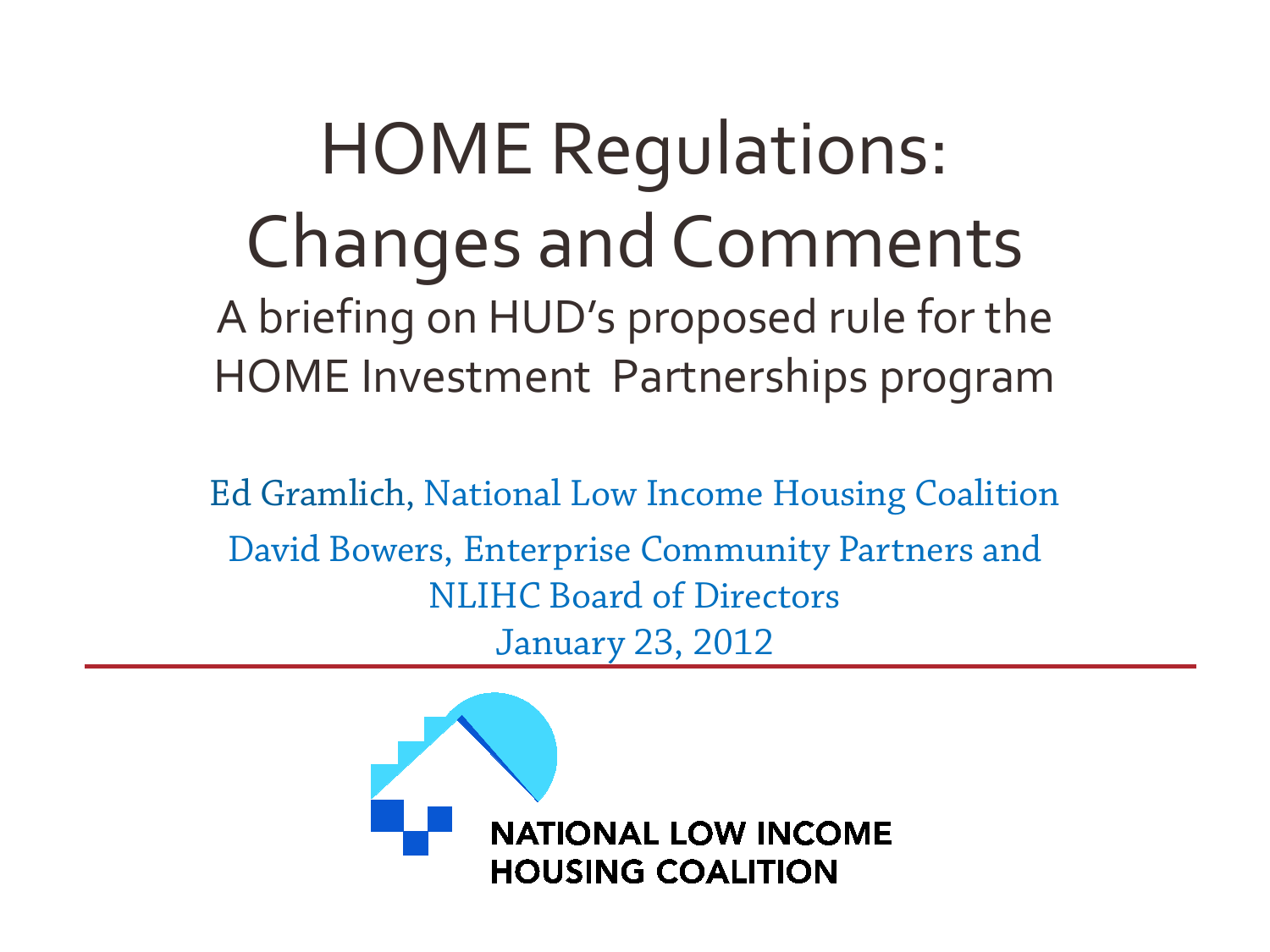# HOME Regulations: Changes and Comments

## A briefing on HUD's proposed rule for the HOME Investment Partnerships program

Ed Gramlich, National Low Income Housing Coalition

David Bowers, Enterprise Community Partners and NLIHC Board of Directors

January 23, 2012

NATIONAL LOW INCOME HOUSING COALITION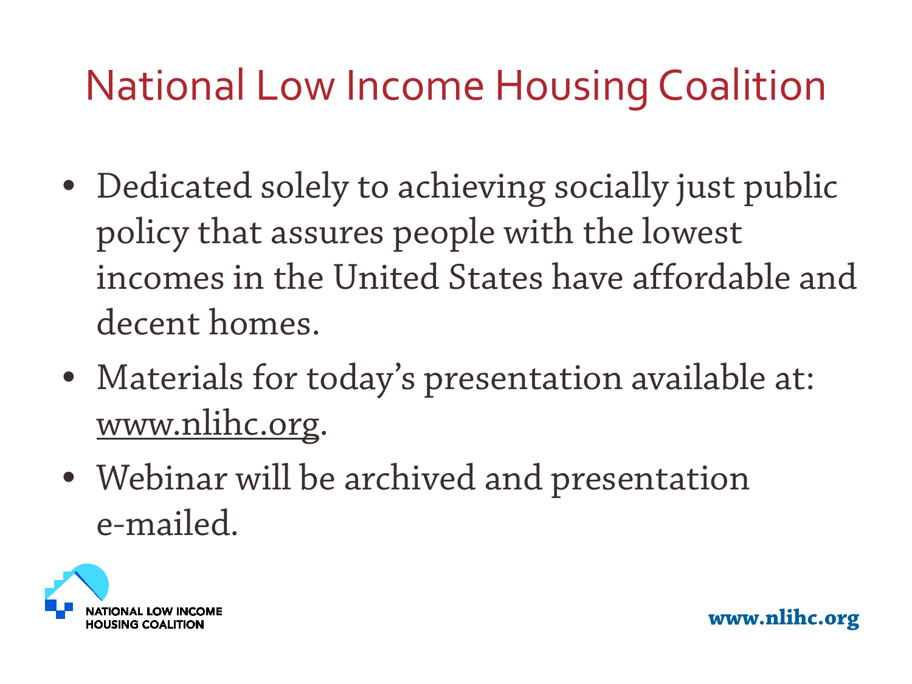# National Low Income Housing Coalition

- Dedicated solely to achieving socially just public policy that assures people with the lowest incomes in the United States have affordable and decent homes.
- Materials for today's presentation available at: www.nlihc.org.
- Webinar will be archived and presentation e-mailed.

NATIONAL LOW INCOME HOUSING COALITION

www.nlihc.org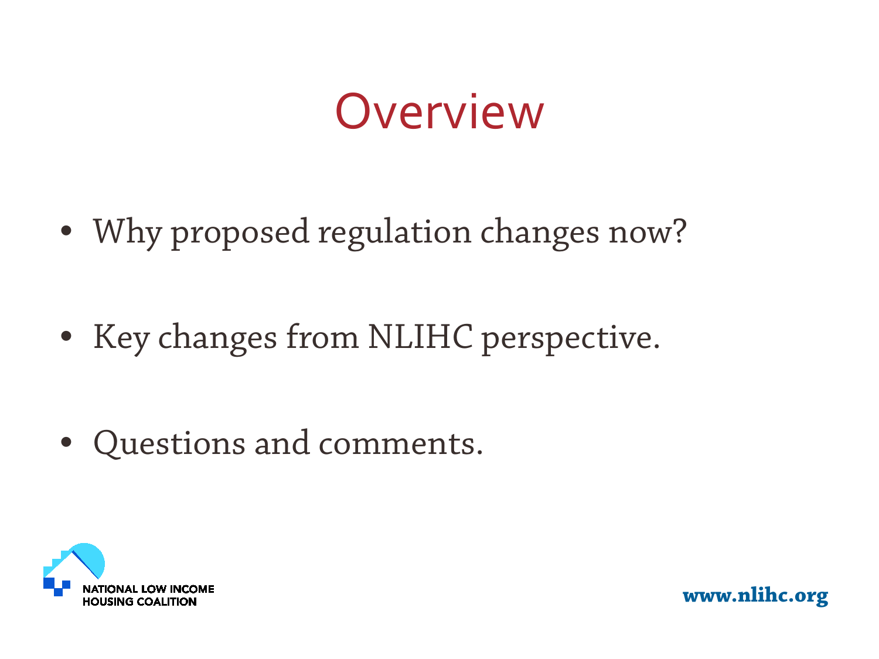# Overview

- Why proposed regulation changes now?
- Key changes from NLIHC perspective.
- Questions and comments.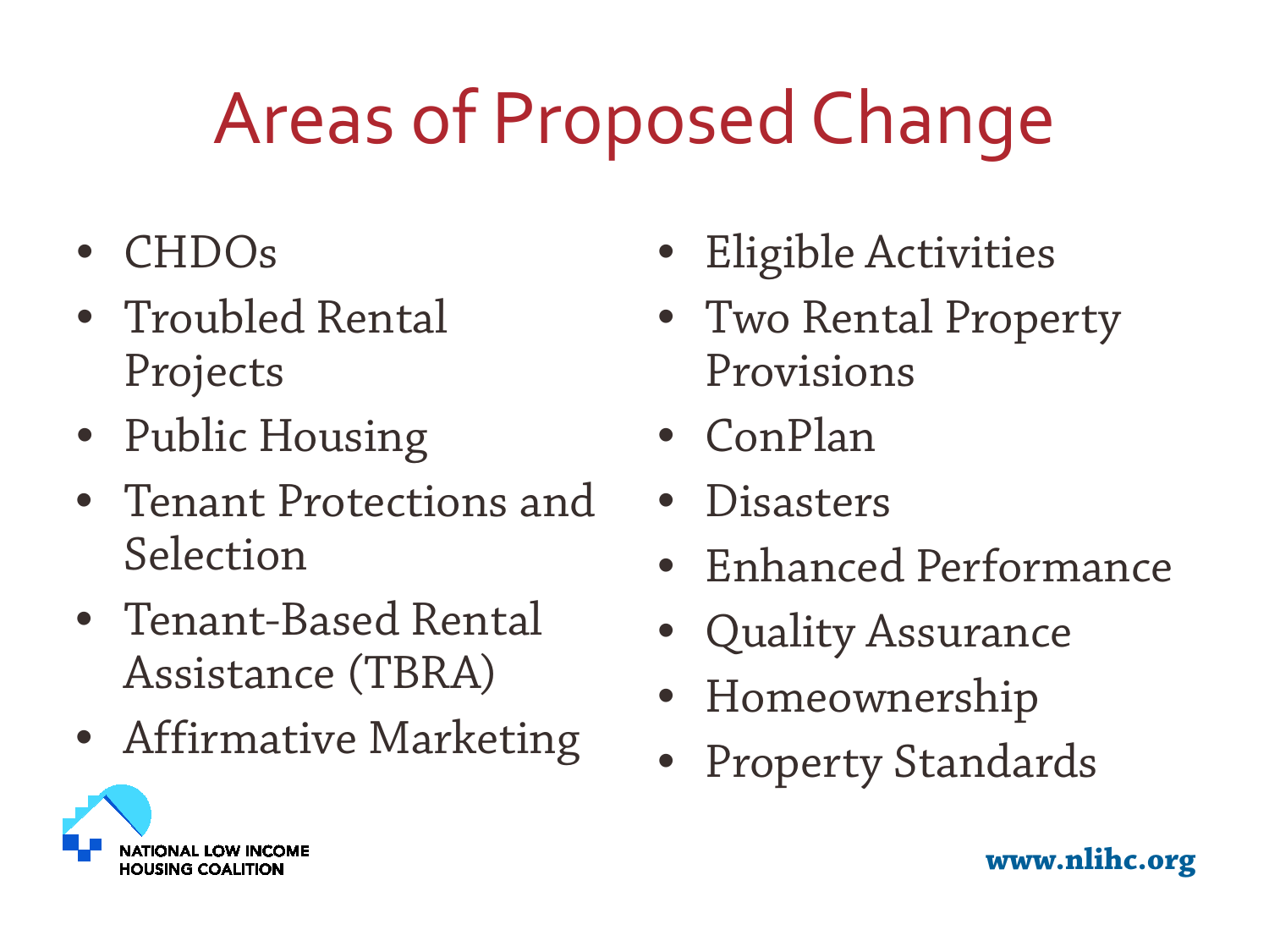# Areas of Proposed Change

- CHDOs
- Troubled Rental Projects
- Public Housing
- Tenant Protections and Selection
- Tenant-Based Rental Assistance (TBRA)
- Affirmative Marketing
- Eligible Activities
- Two Rental Property Provisions
- ConPlan
- Disasters
- Enhanced Performance
- Quality Assurance
- Homeownership
- Property Standards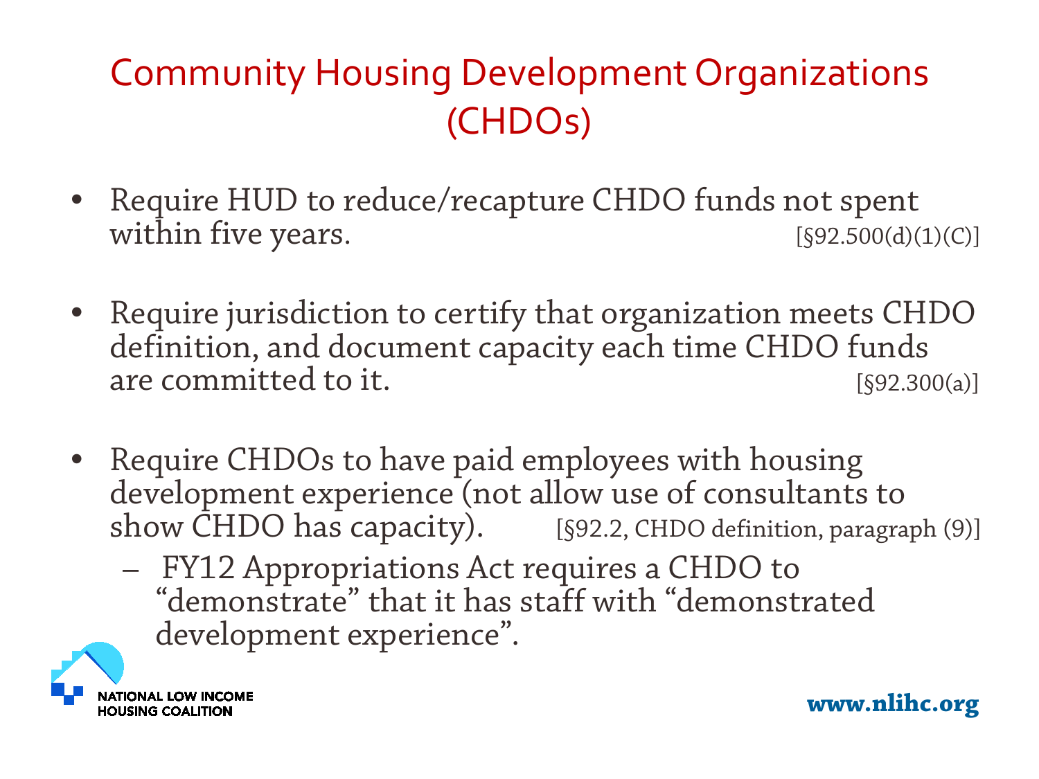# Community Housing Development Organizations (CHDOs)

- Require HUD to reduce/recapture CHDO funds not spent within five years. [§92.500(d)(1)(C)]
- Require jurisdiction to certify that organization meets CHDO definition, and document capacity each time CHDO funds are committed to it. [§92.300(a)]
- Require CHDOs to have paid employees with housing development experience (not allow use of consultants to show CHDO has capacity). [§92.2, CHDO definition, paragraph (9)]
  - FY12 Appropriations Act requires a CHDO to "demonstrate" that it has staff with "demonstrated development experience".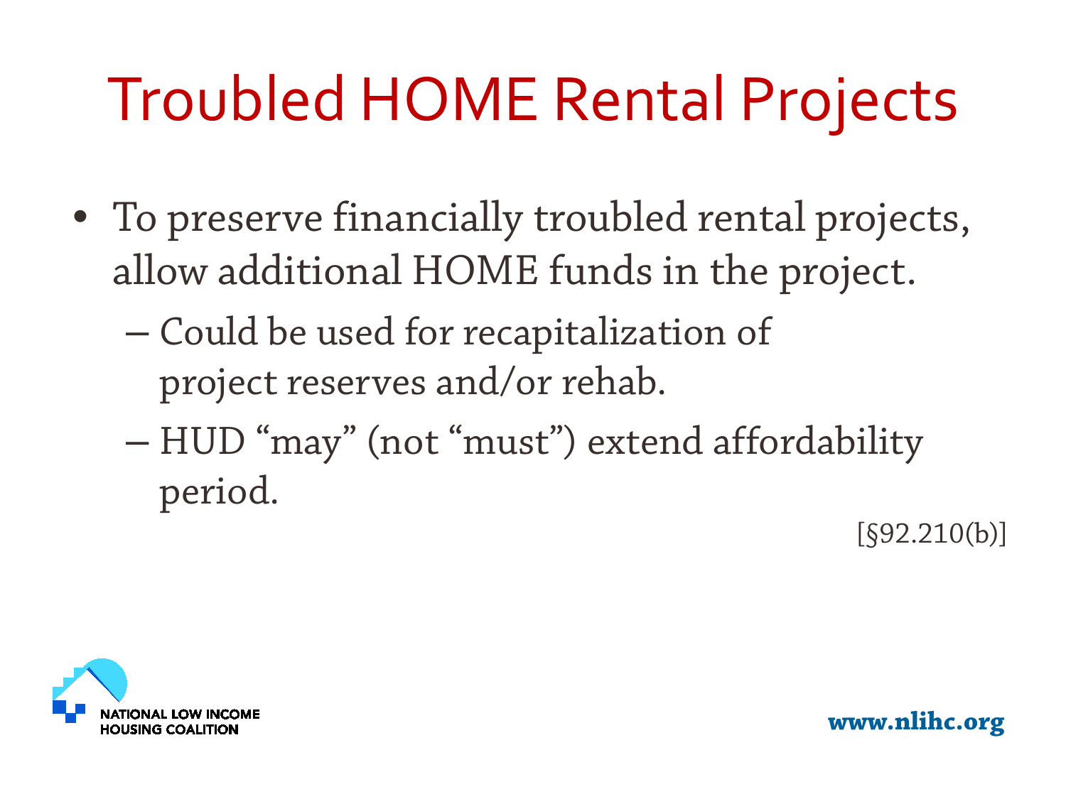# Troubled HOME Rental Projects

- To preserve financially troubled rental projects, allow additional HOME funds in the project.
  - Could be used for recapitalization of project reserves and/or rehab.
  - HUD “may” (not “must”) extend affordability period.

[§92.210(b)]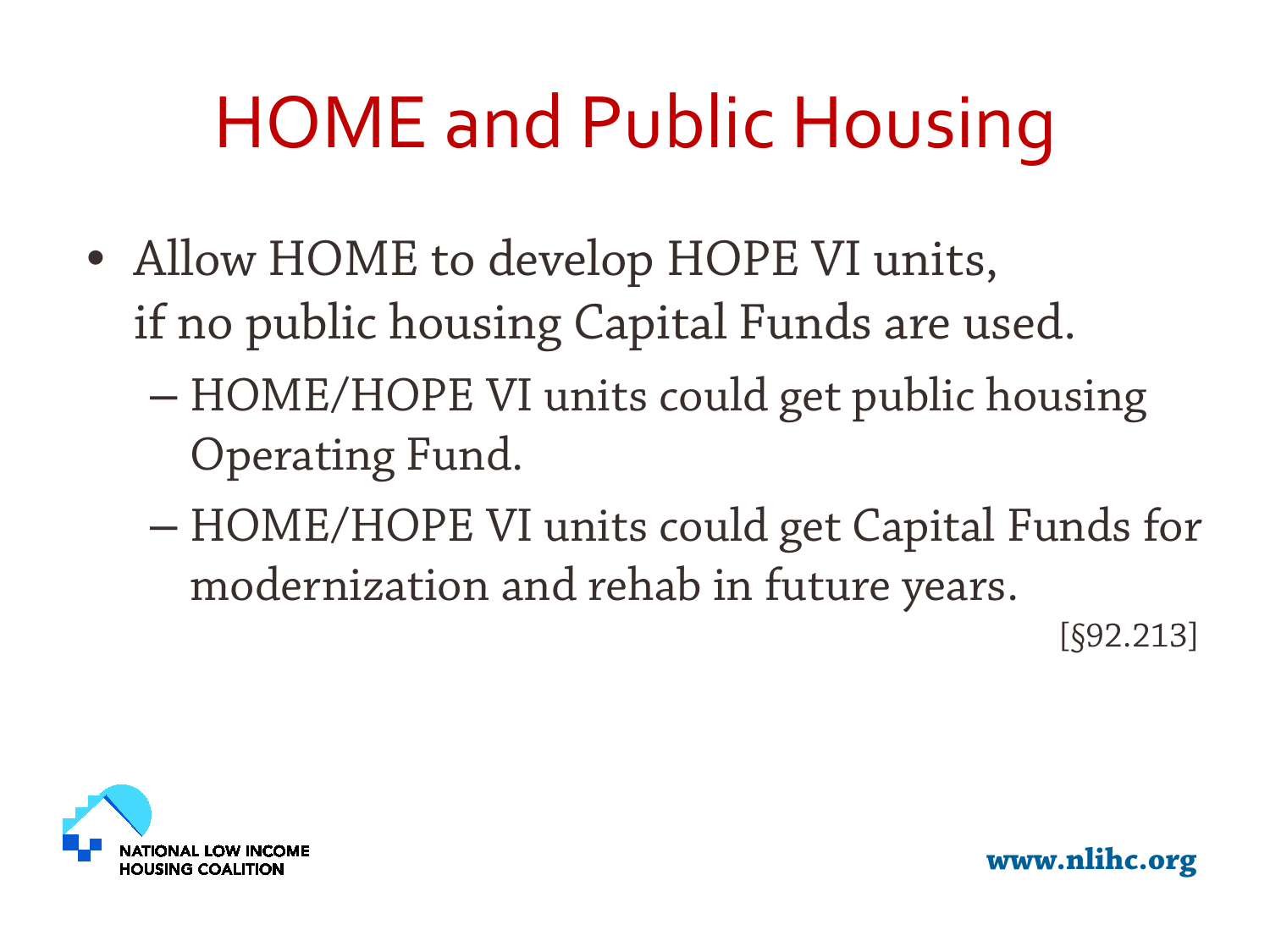# HOME and Public Housing

- Allow HOME to develop HOPE VI units, if no public housing Capital Funds are used.
  - HOME/HOPE VI units could get public housing Operating Fund.
  - HOME/HOPE VI units could get Capital Funds for modernization and rehab in future years.

[§92.213]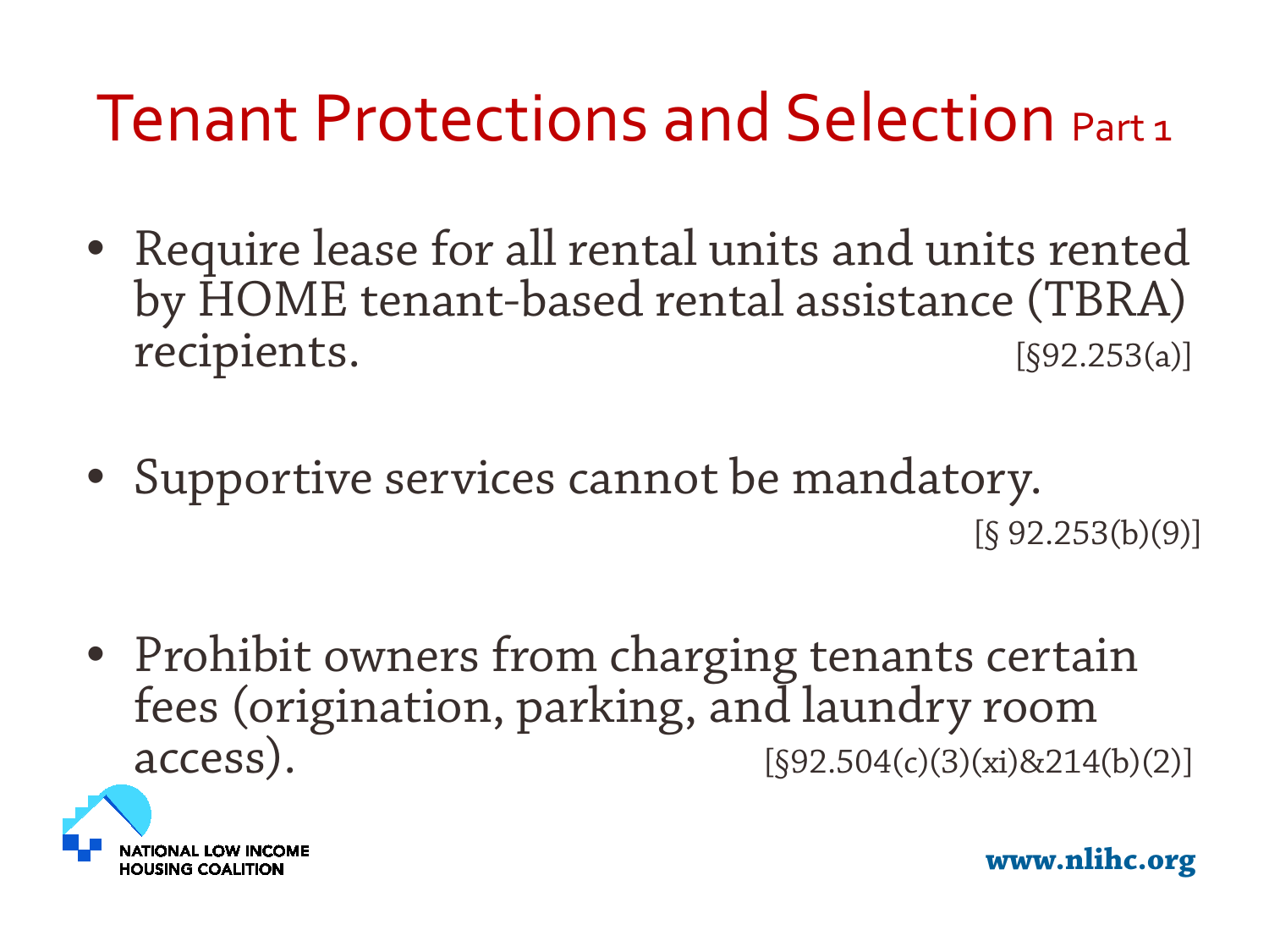# Tenant Protections and Selection Part 1

- Require lease for all rental units and units rented by HOME tenant-based rental assistance (TBRA) recipients. [§92.253(a)]
- Supportive services cannot be mandatory. [§ 92.253(b)(9)]
- Prohibit owners from charging tenants certain fees (origination, parking, and laundry room access). [§92.504(c)(3)(xi)&214(b)(2)]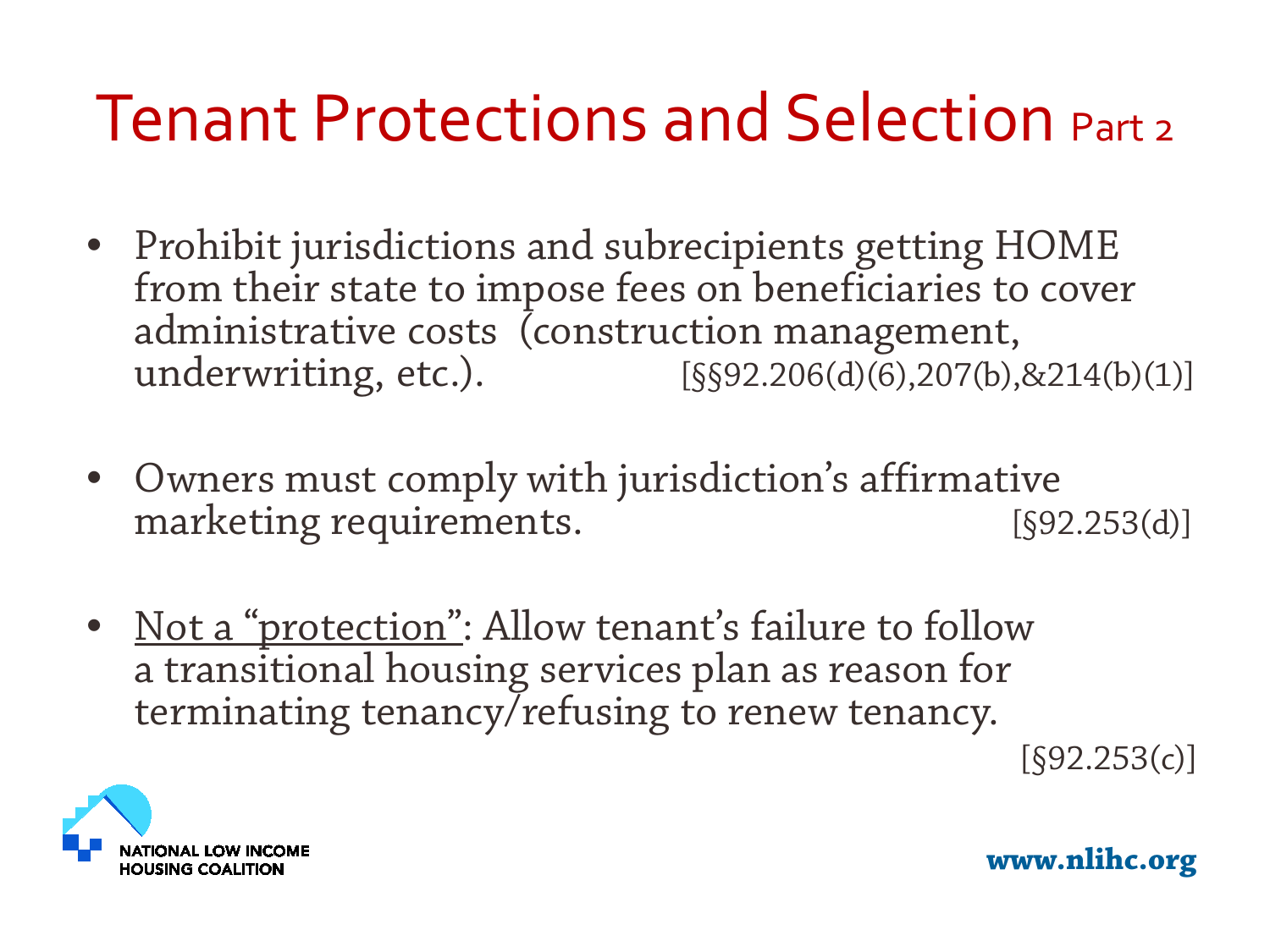# Tenant Protections and Selection Part 2

- Prohibit jurisdictions and subrecipients getting HOME from their state to impose fees on beneficiaries to cover administrative costs (construction management, underwriting, etc.). [§§92.206(d)(6),207(b),&214(b)(1)]

- Owners must comply with jurisdiction's affirmative marketing requirements. [§92.253(d)]

- <u>Not a "protection"</u>: Allow tenant's failure to follow a transitional housing services plan as reason for terminating tenancy/refusing to renew tenancy. [§92.253(c)]

NATIONAL LOW INCOME HOUSING COALITION

www.nlihc.org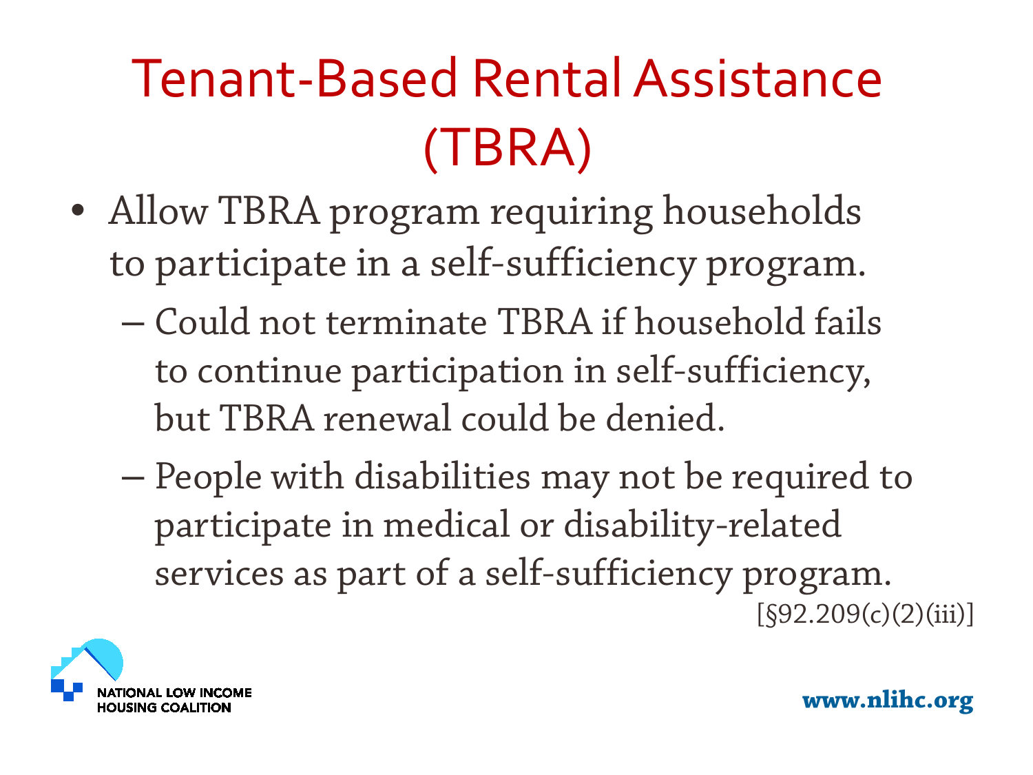# Tenant-Based Rental Assistance (TBRA)

- Allow TBRA program requiring households to participate in a self-sufficiency program.
  - Could not terminate TBRA if household fails to continue participation in self-sufficiency, but TBRA renewal could be denied.
  - People with disabilities may not be required to participate in medical or disability-related services as part of a self-sufficiency program.

[§92.209(c)(2)(iii)]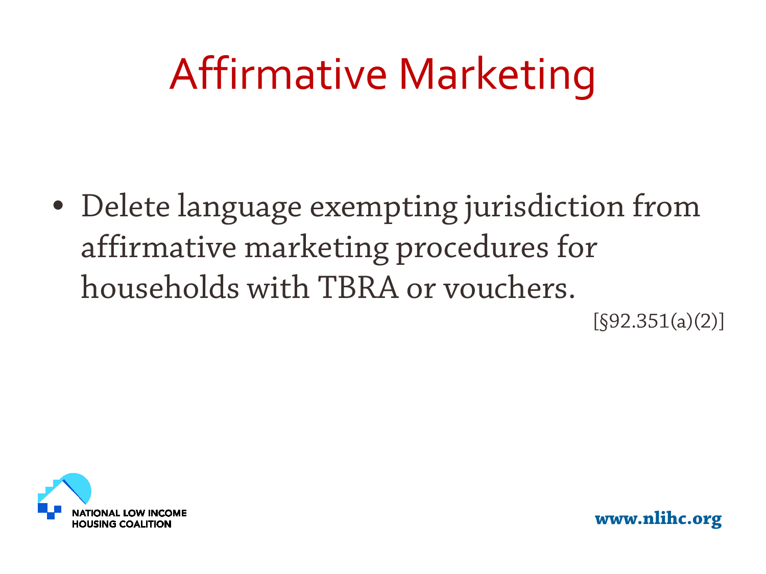# Affirmative Marketing

- Delete language exempting jurisdiction from affirmative marketing procedures for households with TBRA or vouchers.

[§92.351(a)(2)]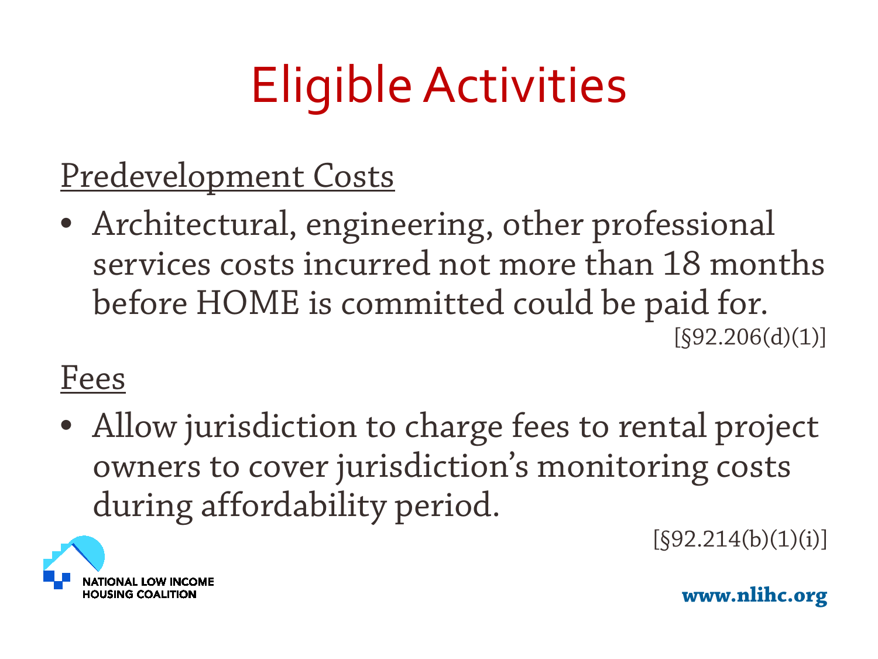# Eligible Activities

Predevelopment Costs

- Architectural, engineering, other professional services costs incurred not more than 18 months before HOME is committed could be paid for. [§92.206(d)(1)]

Fees

- Allow jurisdiction to charge fees to rental project owners to cover jurisdiction's monitoring costs during affordability period. [§92.214(b)(1)(i)]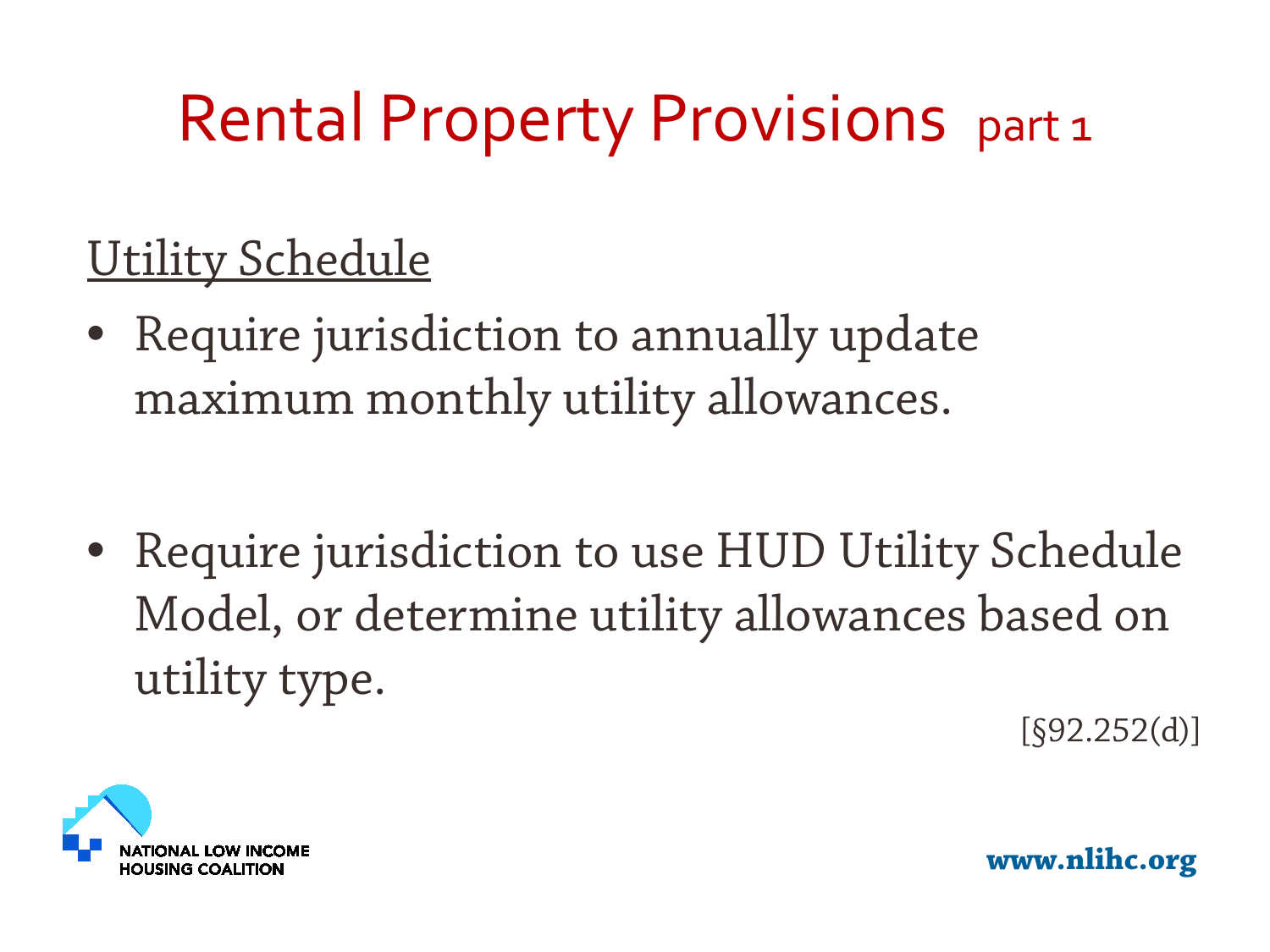# Rental Property Provisions part 1

Utility Schedule

- Require jurisdiction to annually update maximum monthly utility allowances.

- Require jurisdiction to use HUD Utility Schedule Model, or determine utility allowances based on utility type.

[§92.252(d)]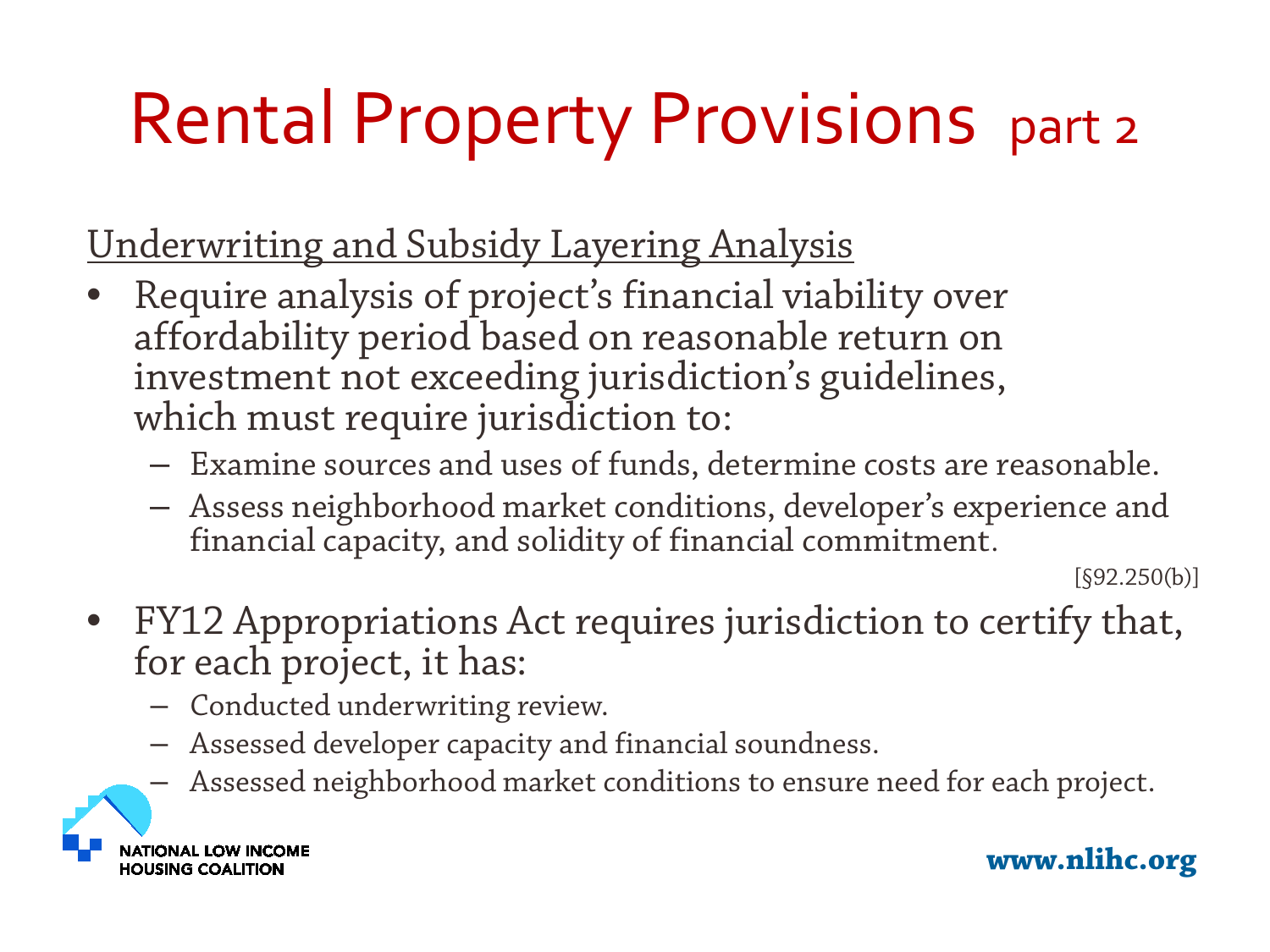# Rental Property Provisions part 2

Underwriting and Subsidy Layering Analysis

- Require analysis of project's financial viability over affordability period based on reasonable return on investment not exceeding jurisdiction's guidelines, which must require jurisdiction to:
  - Examine sources and uses of funds, determine costs are reasonable.
  - Assess neighborhood market conditions, developer's experience and financial capacity, and solidity of financial commitment.

[§92.250(b)]

- FY12 Appropriations Act requires jurisdiction to certify that, for each project, it has:
  - Conducted underwriting review.
  - Assessed developer capacity and financial soundness.
  - Assessed neighborhood market conditions to ensure need for each project.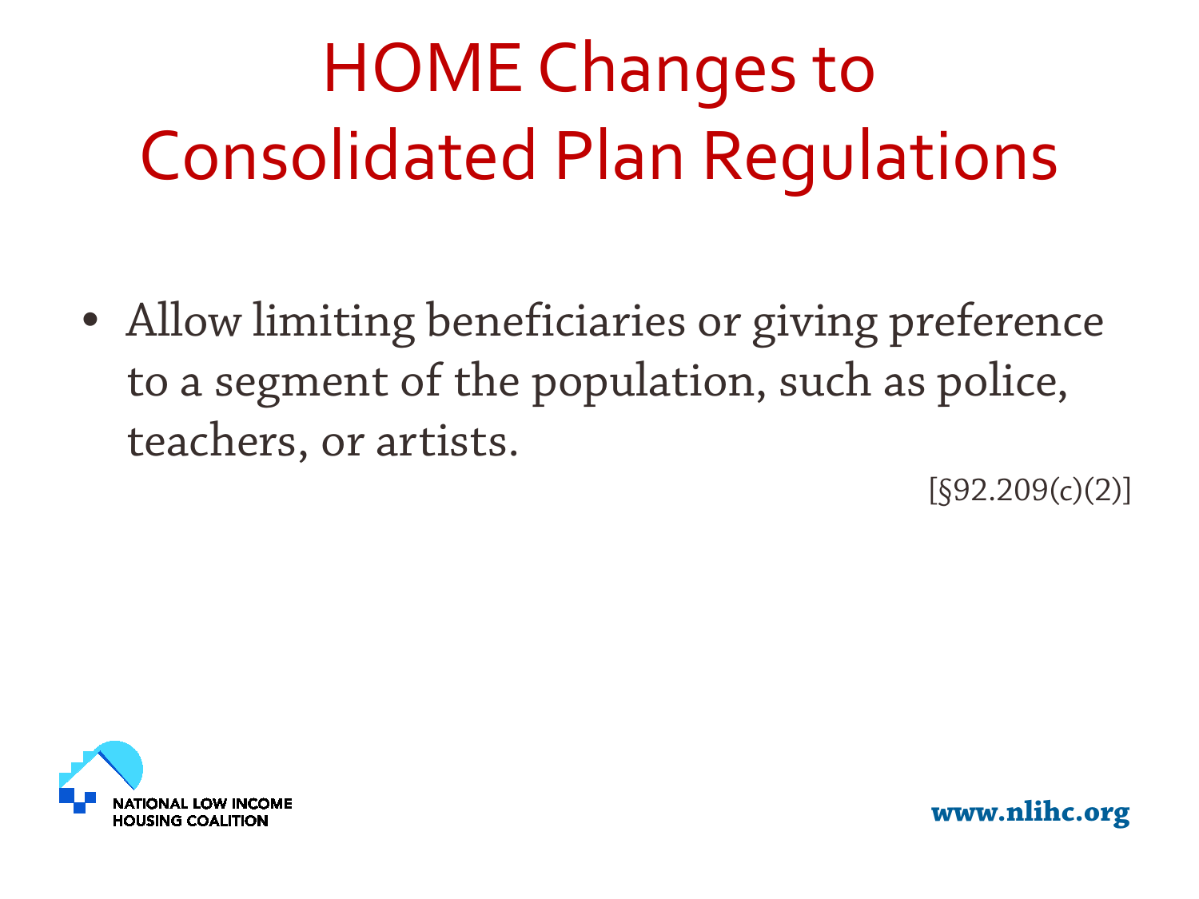# HOME Changes to Consolidated Plan Regulations

- Allow limiting beneficiaries or giving preference to a segment of the population, such as police, teachers, or artists.

[§92.209(c)(2)]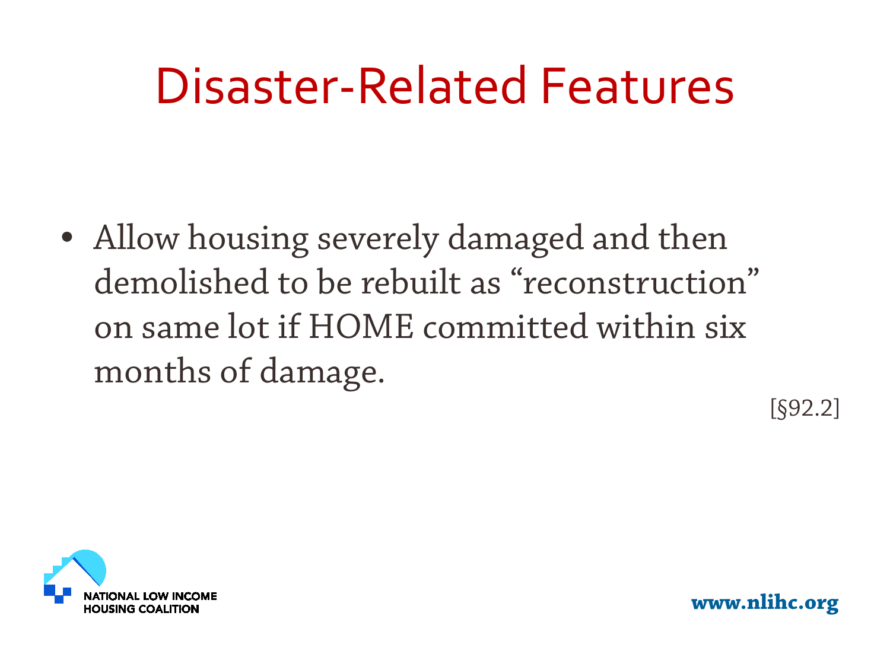# Disaster-Related Features

- Allow housing severely damaged and then demolished to be rebuilt as "reconstruction" on same lot if HOME committed within six months of damage.

[§92.2]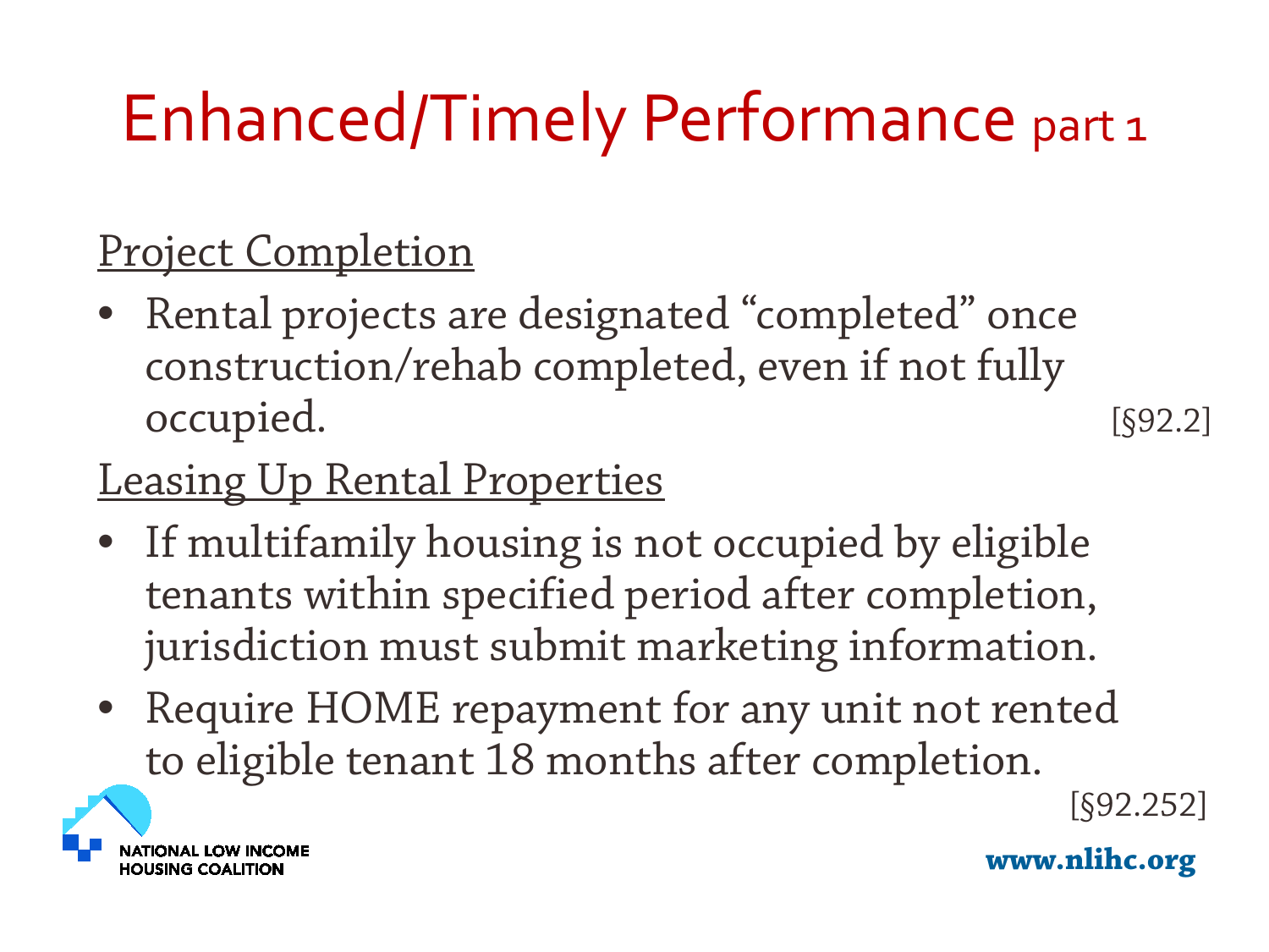# Enhanced/Timely Performance part 1

<u>Project Completion</u>

- Rental projects are designated "completed" once construction/rehab completed, even if not fully occupied. [§92.2]

<u>Leasing Up Rental Properties</u>

- If multifamily housing is not occupied by eligible tenants within specified period after completion, jurisdiction must submit marketing information.
- Require HOME repayment for any unit not rented to eligible tenant 18 months after completion.

[§92.252]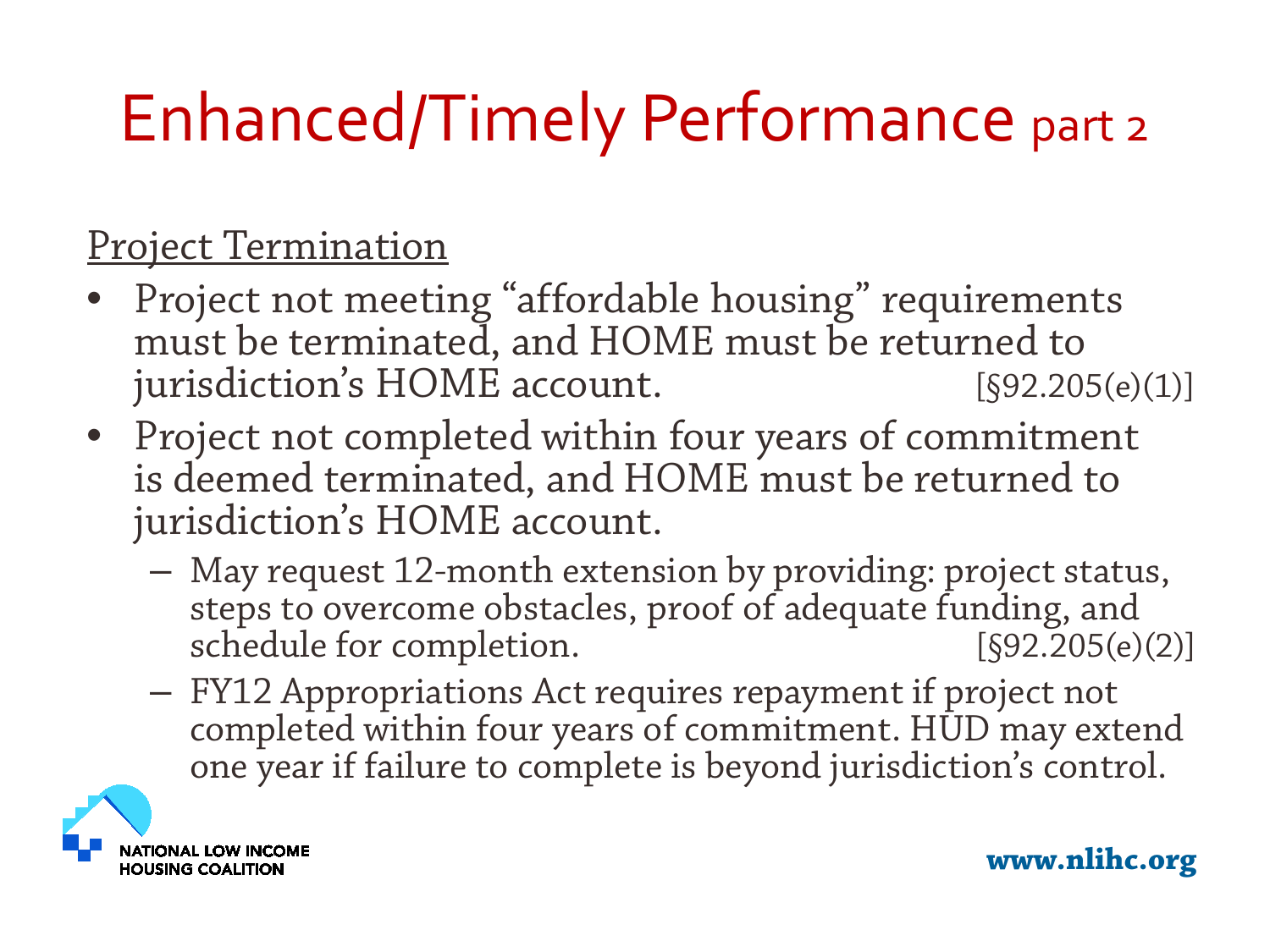# Enhanced/Timely Performance part 2

Project Termination

- Project not meeting "affordable housing" requirements must be terminated, and HOME must be returned to jurisdiction's HOME account. [§92.205(e)(1)]
- Project not completed within four years of commitment is deemed terminated, and HOME must be returned to jurisdiction's HOME account.
  - May request 12-month extension by providing: project status, steps to overcome obstacles, proof of adequate funding, and schedule for completion. [§92.205(e)(2)]
  - FY12 Appropriations Act requires repayment if project not completed within four years of commitment. HUD may extend one year if failure to complete is beyond jurisdiction's control.

NATIONAL LOW INCOME HOUSING COALITION

www.nlihc.org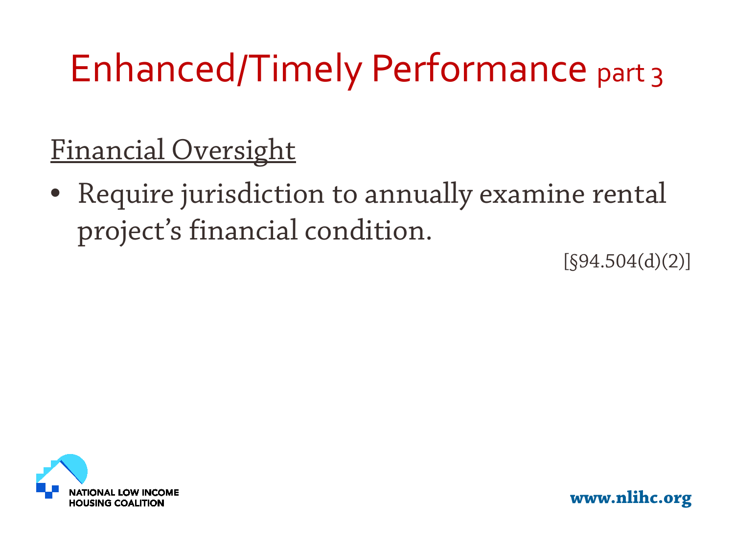# Enhanced/Timely Performance part 3

## Financial Oversight

- Require jurisdiction to annually examine rental project's financial condition.

[§94.504(d)(2)]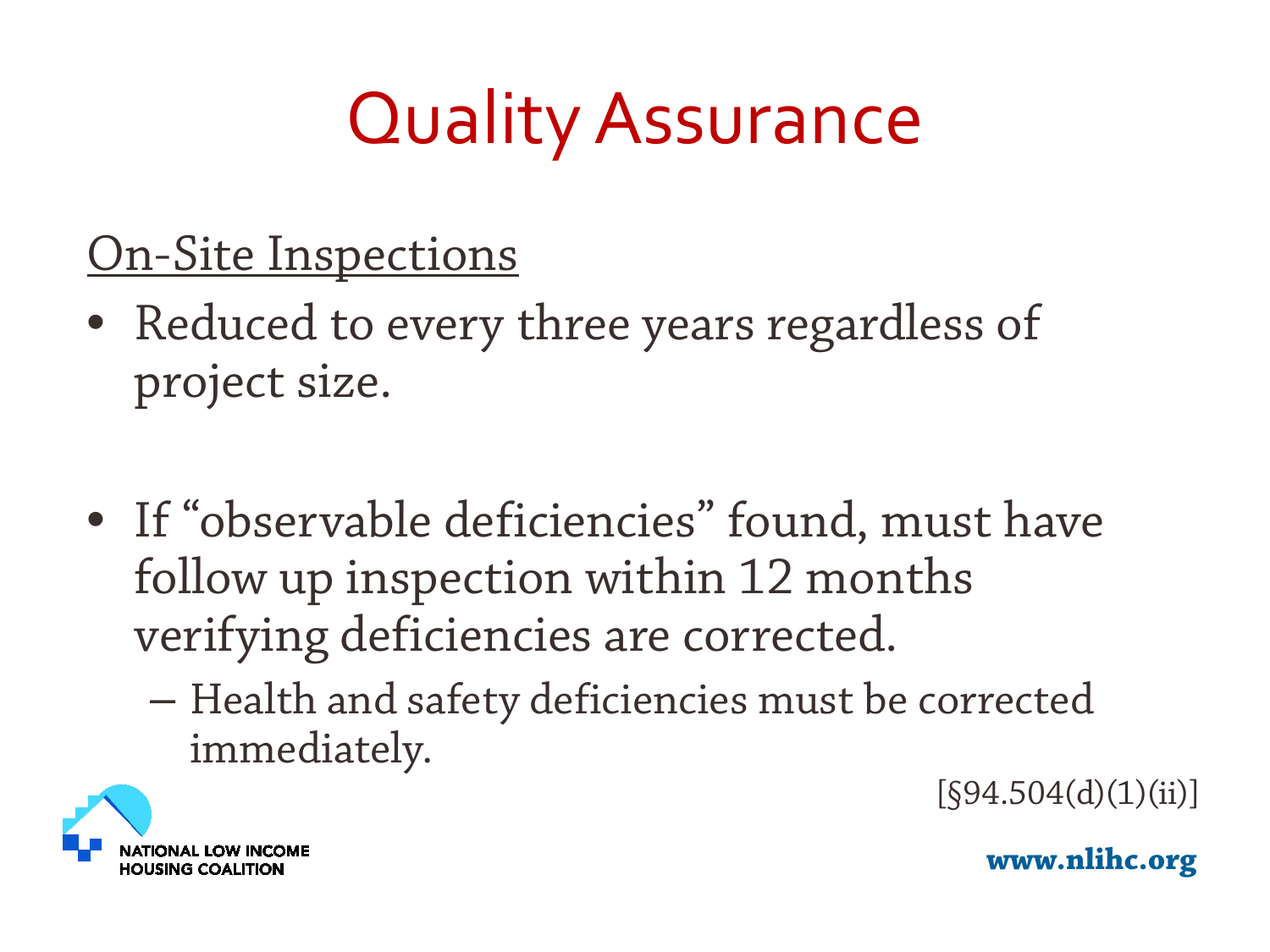# Quality Assurance

On-Site Inspections

- Reduced to every three years regardless of project size.
- If "observable deficiencies" found, must have follow up inspection within 12 months verifying deficiencies are corrected.
  - Health and safety deficiencies must be corrected immediately.

[§94.504(d)(1)(ii)]

NATIONAL LOW INCOME HOUSING COALITION

www.nlihc.org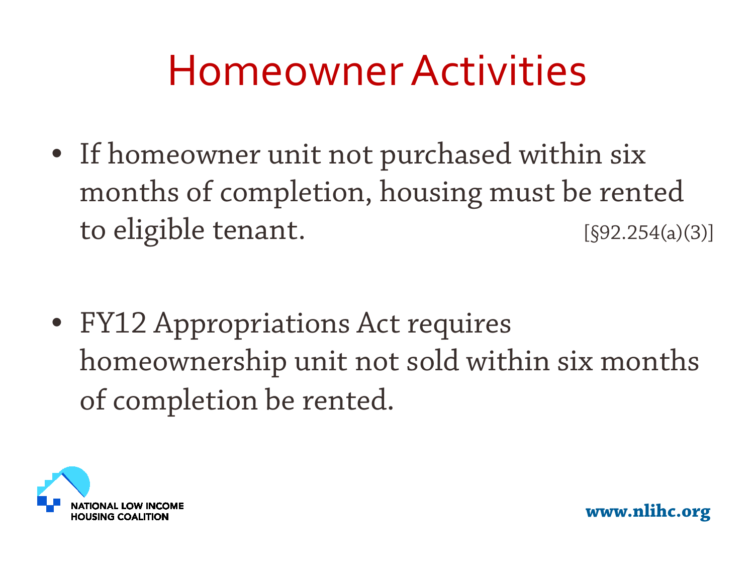# Homeowner Activities

- If homeowner unit not purchased within six months of completion, housing must be rented to eligible tenant. [§92.254(a)(3)]

- FY12 Appropriations Act requires homeownership unit not sold within six months of completion be rented.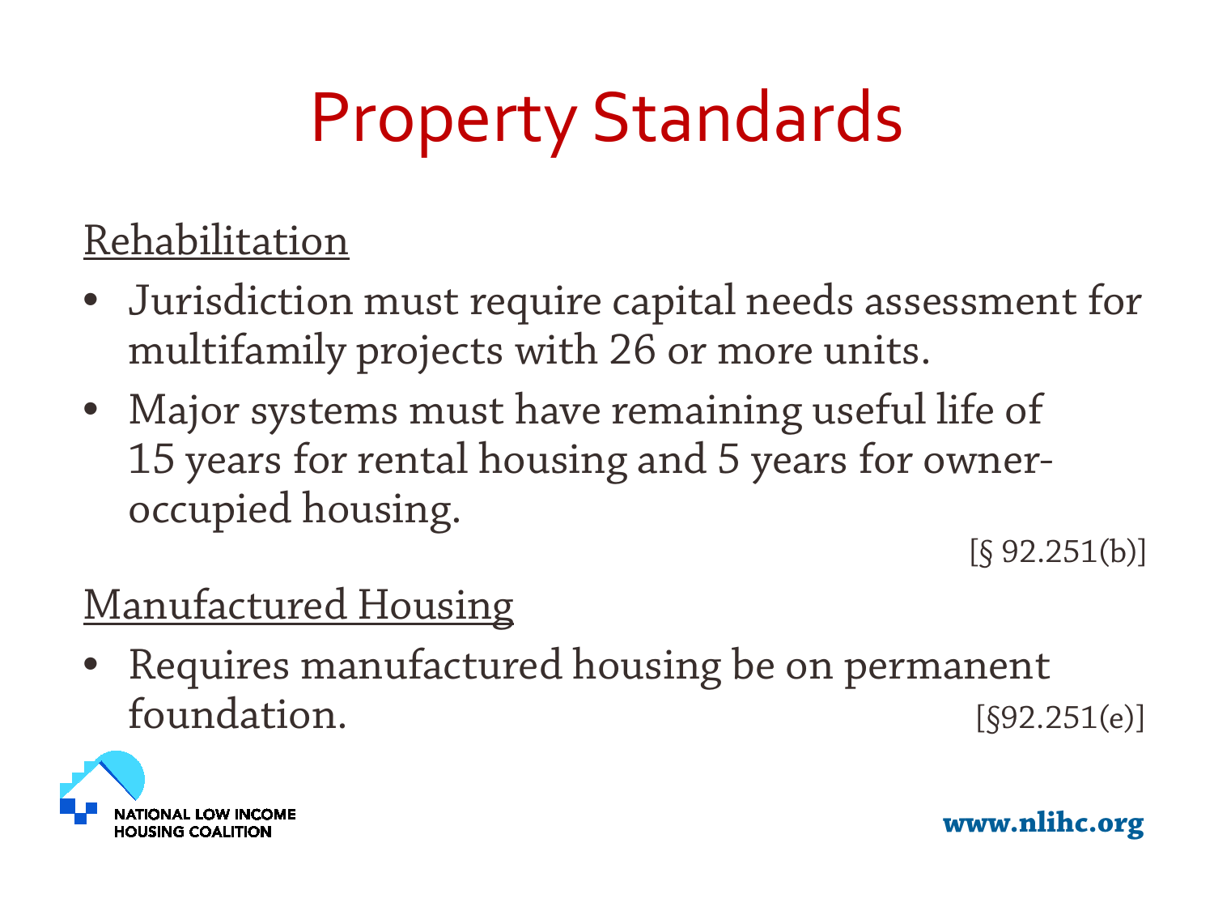# Property Standards

Rehabilitation

- Jurisdiction must require capital needs assessment for multifamily projects with 26 or more units.
- Major systems must have remaining useful life of 15 years for rental housing and 5 years for owner-occupied housing.

[§ 92.251(b)]

Manufactured Housing

- Requires manufactured housing be on permanent foundation. [§92.251(e)]

NATIONAL LOW INCOME HOUSING COALITION

www.nlihc.org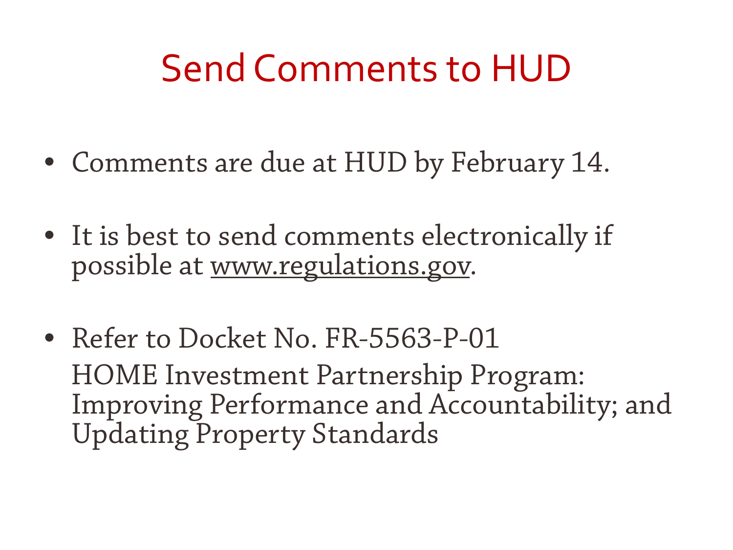# Send Comments to HUD

- Comments are due at HUD by February 14.
- It is best to send comments electronically if possible at www.regulations.gov.
- Refer to Docket No. FR-5563-P-01

  HOME Investment Partnership Program: Improving Performance and Accountability; and Updating Property Standards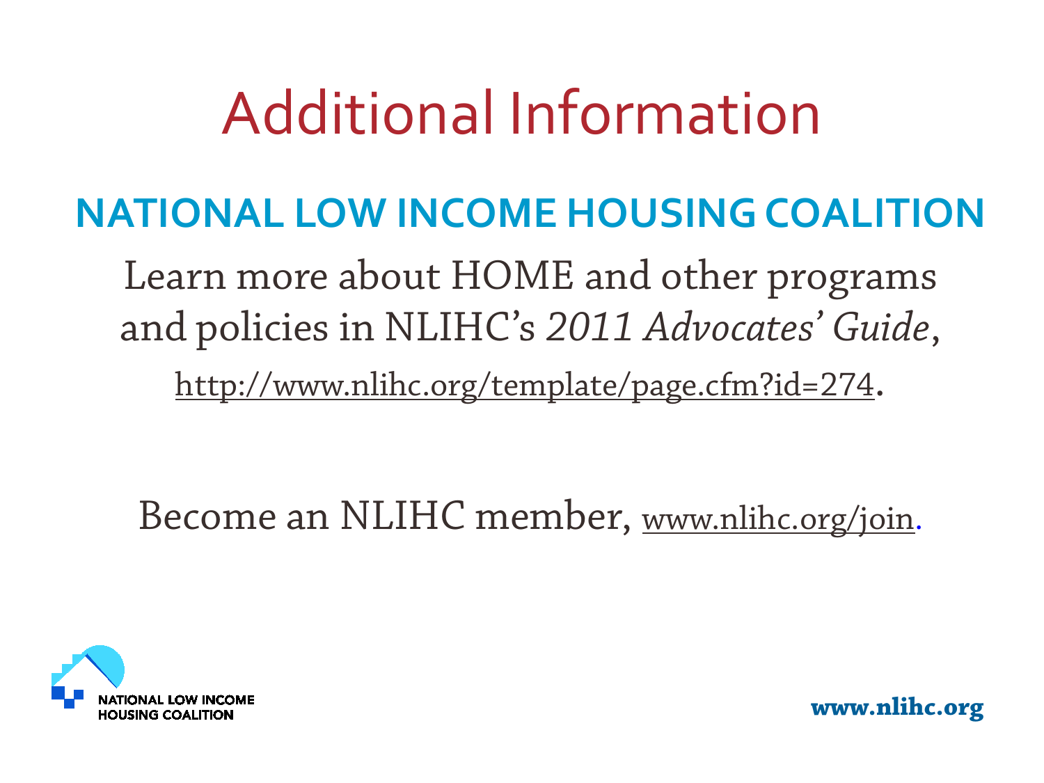# Additional Information

## NATIONAL LOW INCOME HOUSING COALITION

Learn more about HOME and other programs and policies in NLIHC's *2011 Advocates' Guide*, http://www.nlihc.org/template/page.cfm?id=274.

Become an NLIHC member, www.nlihc.org/join.

NATIONAL LOW INCOME HOUSING COALITION

**www.nlihc.org**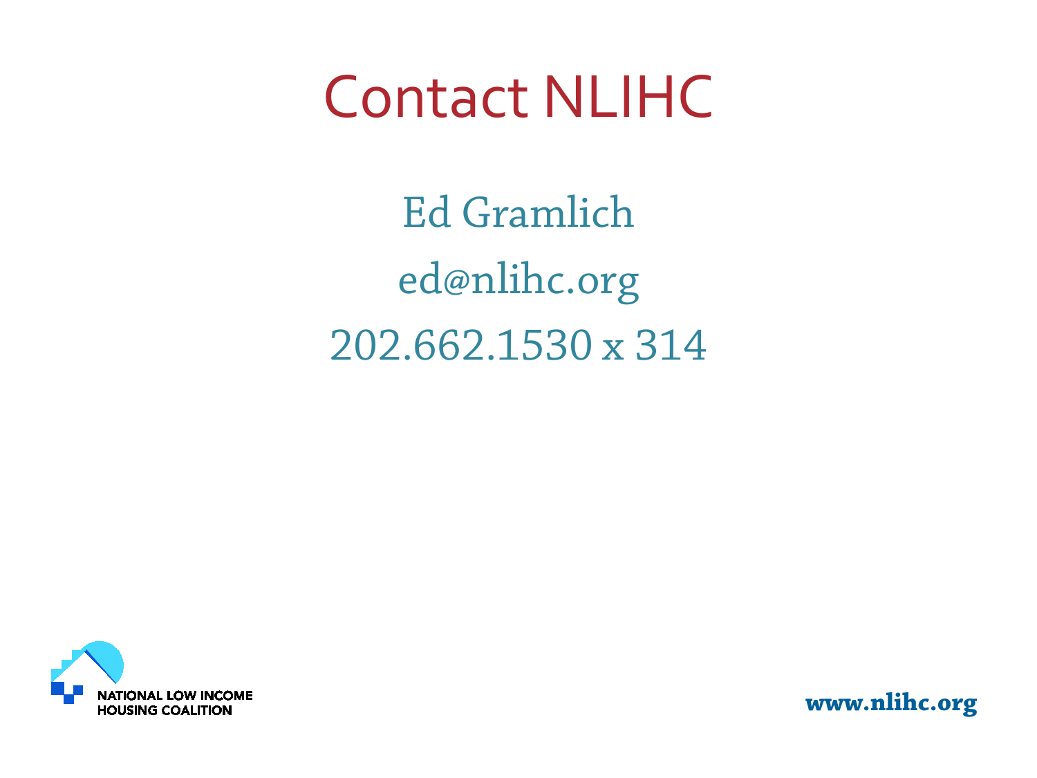# Contact NLIHC

Ed Gramlich

ed@nlihc.org

202.662.1530 x 314

NATIONAL LOW INCOME HOUSING COALITION

www.nlihc.org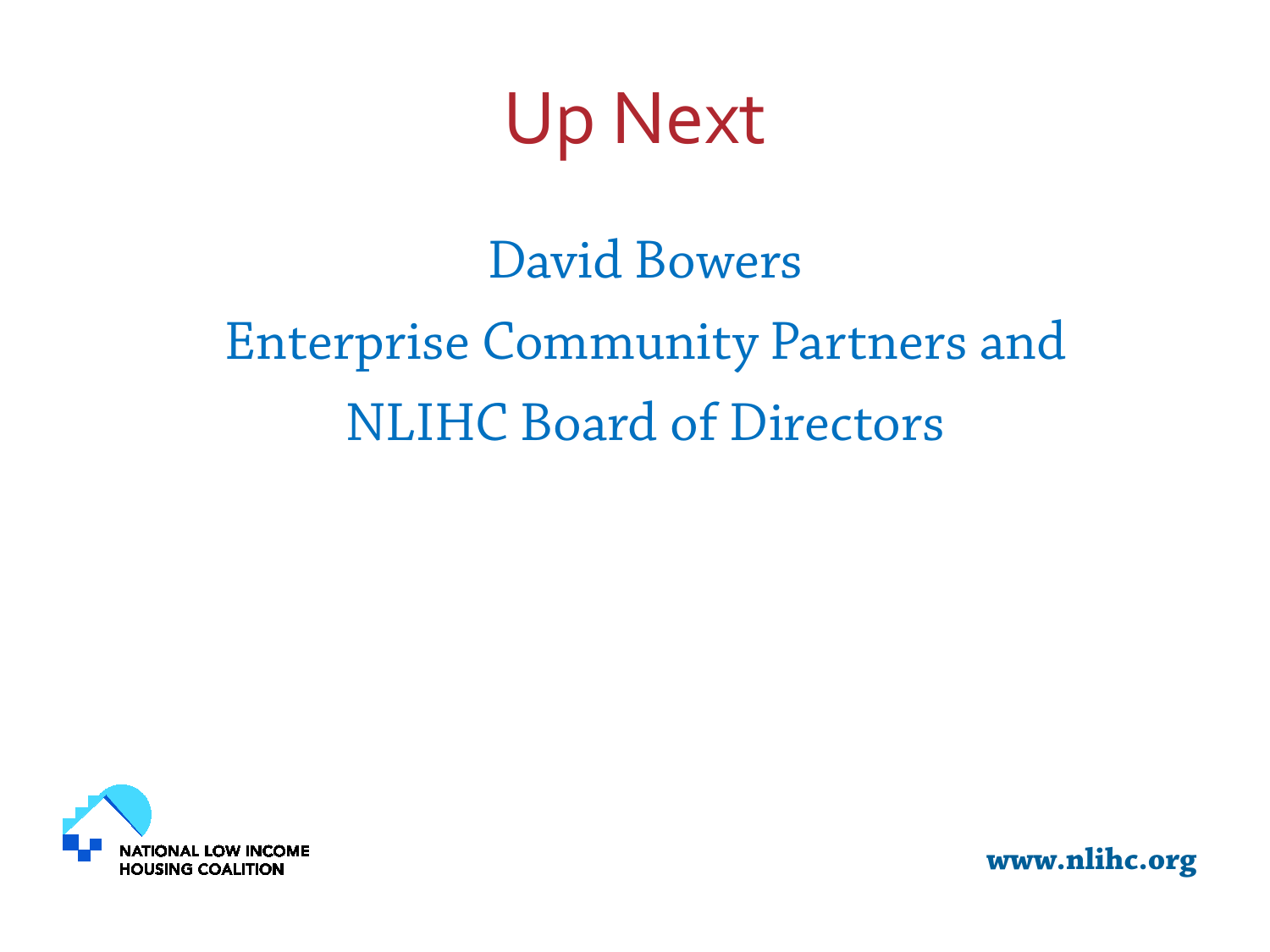# Up Next

David Bowers

Enterprise Community Partners and

NLIHC Board of Directors

NATIONAL LOW INCOME HOUSING COALITION

www.nlihc.org